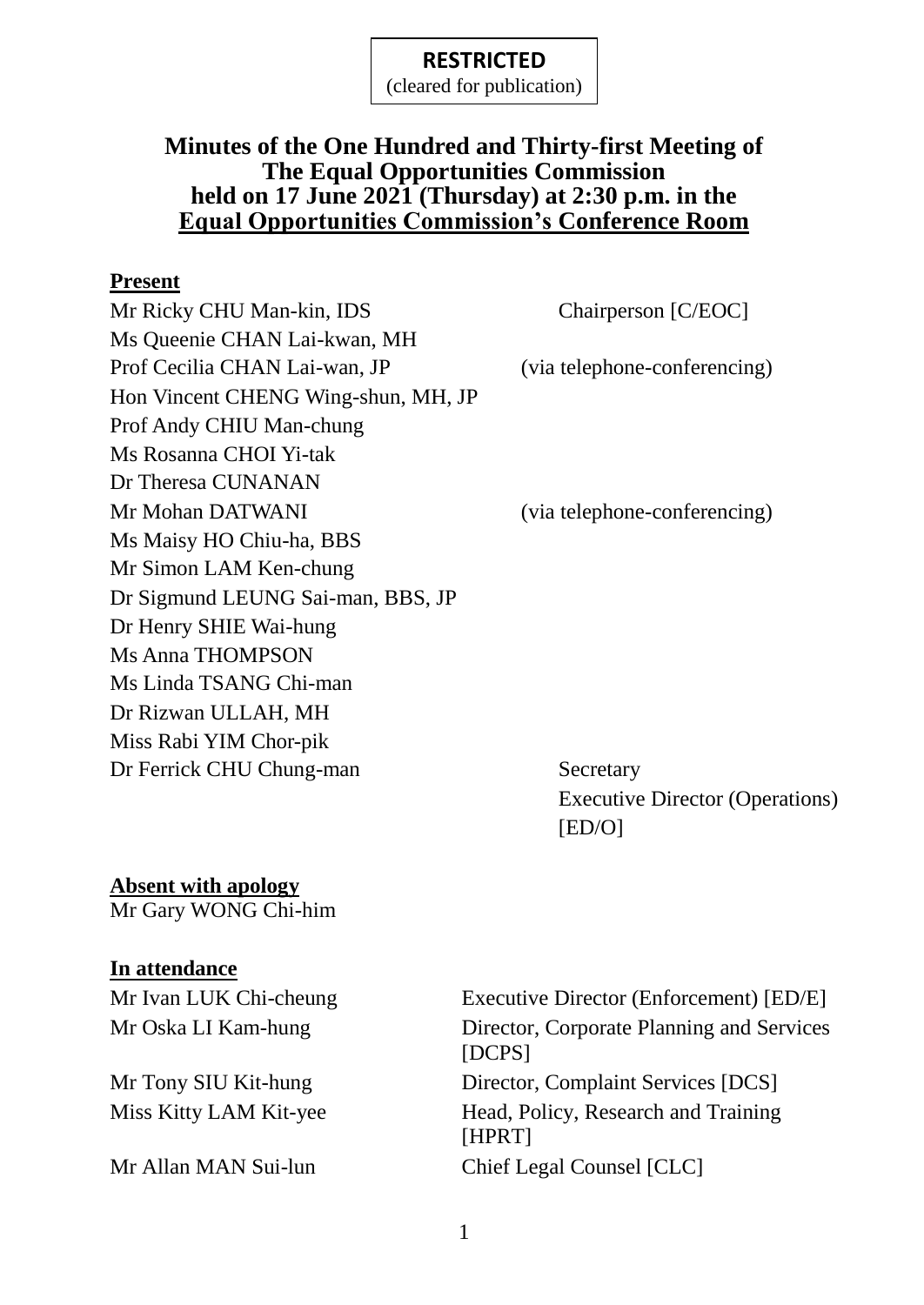**RESTRICTED**
(cleared for publication)

# Minutes of the One Hundred and Thirty-first Meeting of The Equal Opportunities Commission held on 17 June 2021 (Thursday) at 2:30 p.m. in the Equal Opportunities Commission's Conference Room

## Present

| | |
|---|---|
| Mr Ricky CHU Man-kin, IDS | Chairperson [C/EOC] |
| Ms Queenie CHAN Lai-kwan, MH | |
| Prof Cecilia CHAN Lai-wan, JP | (via telephone-conferencing) |
| Hon Vincent CHENG Wing-shun, MH, JP | |
| Prof Andy CHIU Man-chung | |
| Ms Rosanna CHOI Yi-tak | |
| Dr Theresa CUNANAN | |
| Mr Mohan DATWANI | (via telephone-conferencing) |
| Ms Maisy HO Chiu-ha, BBS | |
| Mr Simon LAM Ken-chung | |
| Dr Sigmund LEUNG Sai-man, BBS, JP | |
| Dr Henry SHIE Wai-hung | |
| Ms Anna THOMPSON | |
| Ms Linda TSANG Chi-man | |
| Dr Rizwan ULLAH, MH | |
| Miss Rabi YIM Chor-pik | |
| Dr Ferrick CHU Chung-man | Secretary<br>Executive Director (Operations) [ED/O] |

## Absent with apology

Mr Gary WONG Chi-him

## In attendance

| | |
|---|---|
| Mr Ivan LUK Chi-cheung | Executive Director (Enforcement) [ED/E] |
| Mr Oska LI Kam-hung | Director, Corporate Planning and Services [DCPS] |
| Mr Tony SIU Kit-hung | Director, Complaint Services [DCS] |
| Miss Kitty LAM Kit-yee | Head, Policy, Research and Training [HPRT] |
| Mr Allan MAN Sui-lun | Chief Legal Counsel [CLC] |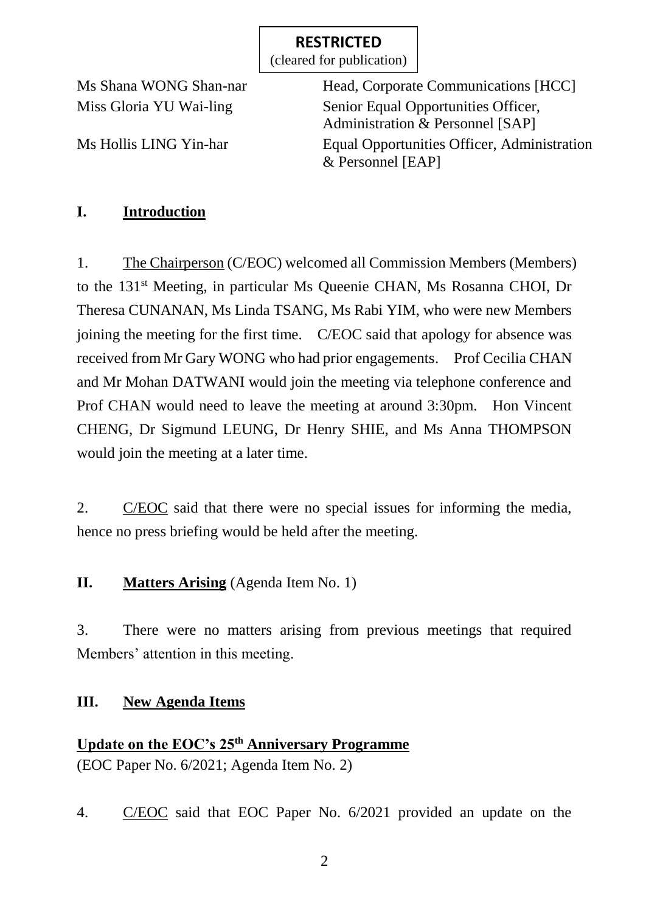**RESTRICTED**
(cleared for publication)

| | |
|---|---|
| Ms Shana WONG Shan-nar | Head, Corporate Communications [HCC] |
| Miss Gloria YU Wai-ling | Senior Equal Opportunities Officer, Administration & Personnel [SAP] |
| Ms Hollis LING Yin-har | Equal Opportunities Officer, Administration & Personnel [EAP] |

## I. <u>Introduction</u>

1. <u>The Chairperson</u> (C/EOC) welcomed all Commission Members (Members) to the 131st Meeting, in particular Ms Queenie CHAN, Ms Rosanna CHOI, Dr Theresa CUNANAN, Ms Linda TSANG, Ms Rabi YIM, who were new Members joining the meeting for the first time. C/EOC said that apology for absence was received from Mr Gary WONG who had prior engagements. Prof Cecilia CHAN and Mr Mohan DATWANI would join the meeting via telephone conference and Prof CHAN would need to leave the meeting at around 3:30pm. Hon Vincent CHENG, Dr Sigmund LEUNG, Dr Henry SHIE, and Ms Anna THOMPSON would join the meeting at a later time.

2. <u>C/EOC</u> said that there were no special issues for informing the media, hence no press briefing would be held after the meeting.

## II. <u>Matters Arising</u> (Agenda Item No. 1)

3. There were no matters arising from previous meetings that required Members' attention in this meeting.

## III. <u>New Agenda Items</u>

### <u>Update on the EOC's 25th Anniversary Programme</u>

(EOC Paper No. 6/2021; Agenda Item No. 2)

4. <u>C/EOC</u> said that EOC Paper No. 6/2021 provided an update on the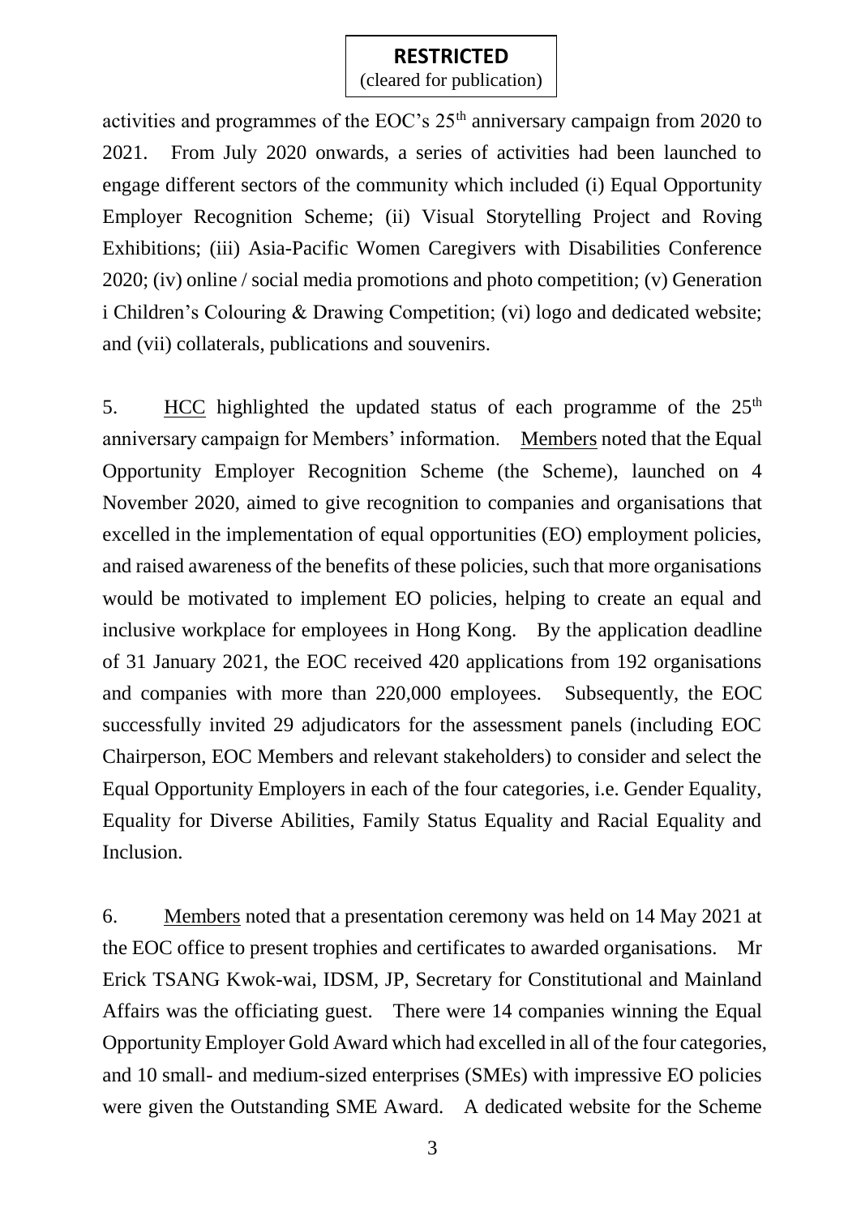activities and programmes of the EOC's 25th anniversary campaign from 2020 to 2021. From July 2020 onwards, a series of activities had been launched to engage different sectors of the community which included (i) Equal Opportunity Employer Recognition Scheme; (ii) Visual Storytelling Project and Roving Exhibitions; (iii) Asia-Pacific Women Caregivers with Disabilities Conference 2020; (iv) online / social media promotions and photo competition; (v) Generation i Children's Colouring & Drawing Competition; (vi) logo and dedicated website; and (vii) collaterals, publications and souvenirs.

5. HCC highlighted the updated status of each programme of the 25th anniversary campaign for Members' information. Members noted that the Equal Opportunity Employer Recognition Scheme (the Scheme), launched on 4 November 2020, aimed to give recognition to companies and organisations that excelled in the implementation of equal opportunities (EO) employment policies, and raised awareness of the benefits of these policies, such that more organisations would be motivated to implement EO policies, helping to create an equal and inclusive workplace for employees in Hong Kong. By the application deadline of 31 January 2021, the EOC received 420 applications from 192 organisations and companies with more than 220,000 employees. Subsequently, the EOC successfully invited 29 adjudicators for the assessment panels (including EOC Chairperson, EOC Members and relevant stakeholders) to consider and select the Equal Opportunity Employers in each of the four categories, i.e. Gender Equality, Equality for Diverse Abilities, Family Status Equality and Racial Equality and Inclusion.

6. Members noted that a presentation ceremony was held on 14 May 2021 at the EOC office to present trophies and certificates to awarded organisations. Mr Erick TSANG Kwok-wai, IDSM, JP, Secretary for Constitutional and Mainland Affairs was the officiating guest. There were 14 companies winning the Equal Opportunity Employer Gold Award which had excelled in all of the four categories, and 10 small- and medium-sized enterprises (SMEs) with impressive EO policies were given the Outstanding SME Award. A dedicated website for the Scheme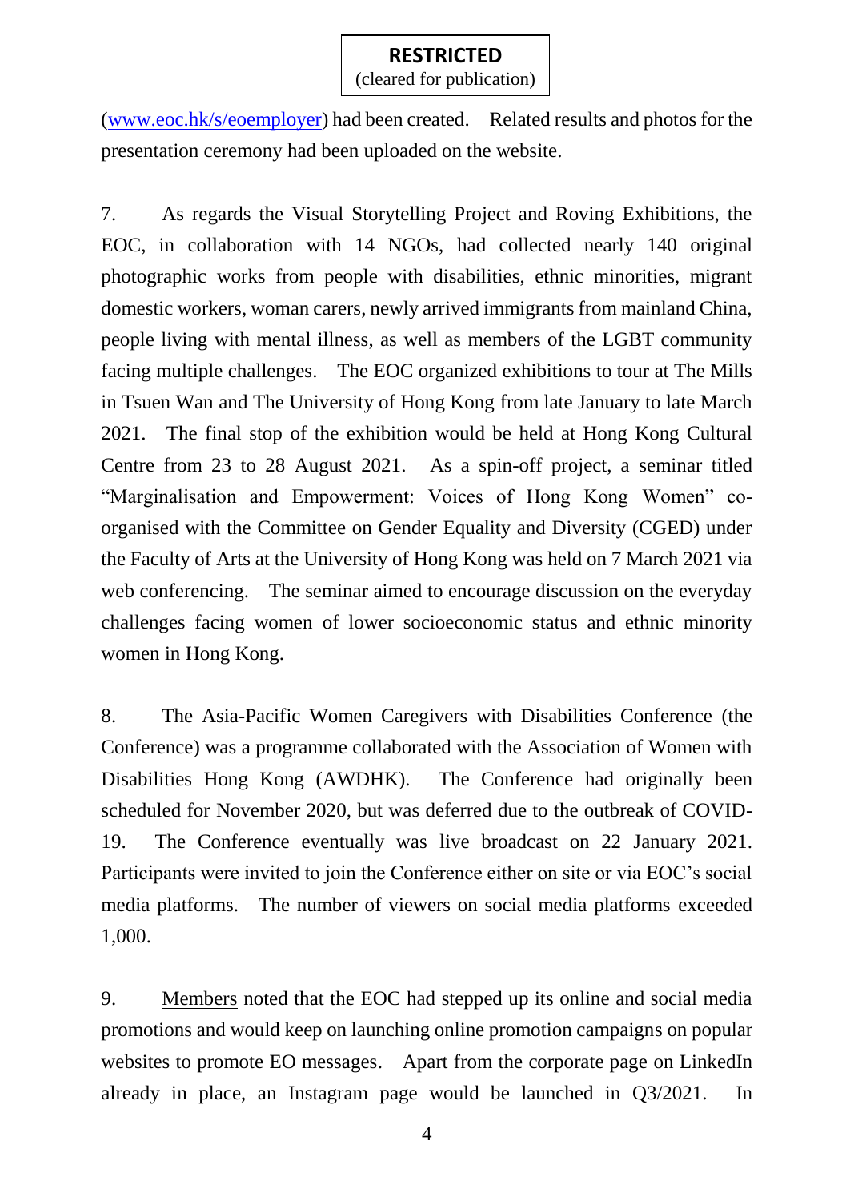(www.eoc.hk/s/eoemployer) had been created. Related results and photos for the presentation ceremony had been uploaded on the website.

7. As regards the Visual Storytelling Project and Roving Exhibitions, the EOC, in collaboration with 14 NGOs, had collected nearly 140 original photographic works from people with disabilities, ethnic minorities, migrant domestic workers, woman carers, newly arrived immigrants from mainland China, people living with mental illness, as well as members of the LGBT community facing multiple challenges. The EOC organized exhibitions to tour at The Mills in Tsuen Wan and The University of Hong Kong from late January to late March 2021. The final stop of the exhibition would be held at Hong Kong Cultural Centre from 23 to 28 August 2021. As a spin-off project, a seminar titled "Marginalisation and Empowerment: Voices of Hong Kong Women" co-organised with the Committee on Gender Equality and Diversity (CGED) under the Faculty of Arts at the University of Hong Kong was held on 7 March 2021 via web conferencing. The seminar aimed to encourage discussion on the everyday challenges facing women of lower socioeconomic status and ethnic minority women in Hong Kong.

8. The Asia-Pacific Women Caregivers with Disabilities Conference (the Conference) was a programme collaborated with the Association of Women with Disabilities Hong Kong (AWDHK). The Conference had originally been scheduled for November 2020, but was deferred due to the outbreak of COVID-19. The Conference eventually was live broadcast on 22 January 2021. Participants were invited to join the Conference either on site or via EOC's social media platforms. The number of viewers on social media platforms exceeded 1,000.

9. Members noted that the EOC had stepped up its online and social media promotions and would keep on launching online promotion campaigns on popular websites to promote EO messages. Apart from the corporate page on LinkedIn already in place, an Instagram page would be launched in Q3/2021. In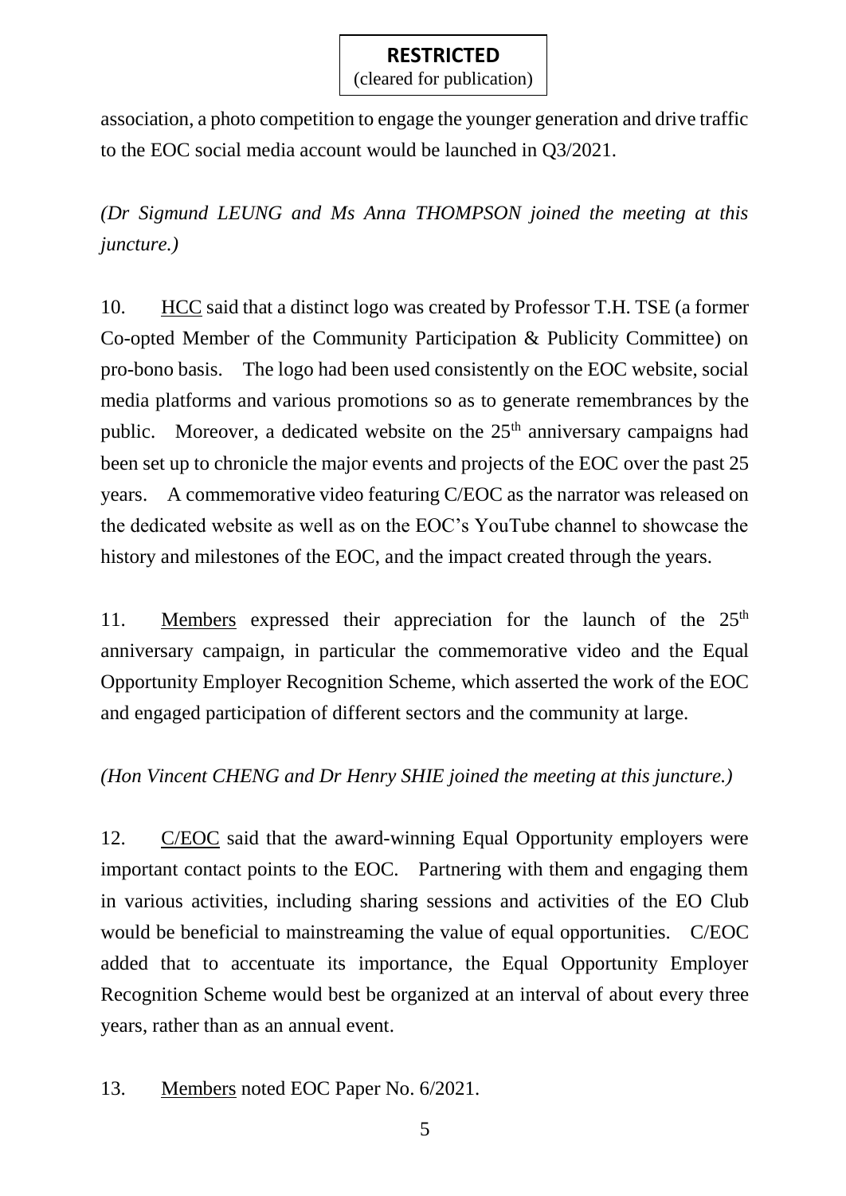association, a photo competition to engage the younger generation and drive traffic to the EOC social media account would be launched in Q3/2021.

*(Dr Sigmund LEUNG and Ms Anna THOMPSON joined the meeting at this juncture.)*

10. HCC said that a distinct logo was created by Professor T.H. TSE (a former Co-opted Member of the Community Participation & Publicity Committee) on pro-bono basis. The logo had been used consistently on the EOC website, social media platforms and various promotions so as to generate remembrances by the public. Moreover, a dedicated website on the 25th anniversary campaigns had been set up to chronicle the major events and projects of the EOC over the past 25 years. A commemorative video featuring C/EOC as the narrator was released on the dedicated website as well as on the EOC's YouTube channel to showcase the history and milestones of the EOC, and the impact created through the years.

11. Members expressed their appreciation for the launch of the 25th anniversary campaign, in particular the commemorative video and the Equal Opportunity Employer Recognition Scheme, which asserted the work of the EOC and engaged participation of different sectors and the community at large.

*(Hon Vincent CHENG and Dr Henry SHIE joined the meeting at this juncture.)*

12. C/EOC said that the award-winning Equal Opportunity employers were important contact points to the EOC. Partnering with them and engaging them in various activities, including sharing sessions and activities of the EO Club would be beneficial to mainstreaming the value of equal opportunities. C/EOC added that to accentuate its importance, the Equal Opportunity Employer Recognition Scheme would best be organized at an interval of about every three years, rather than as an annual event.

13. Members noted EOC Paper No. 6/2021.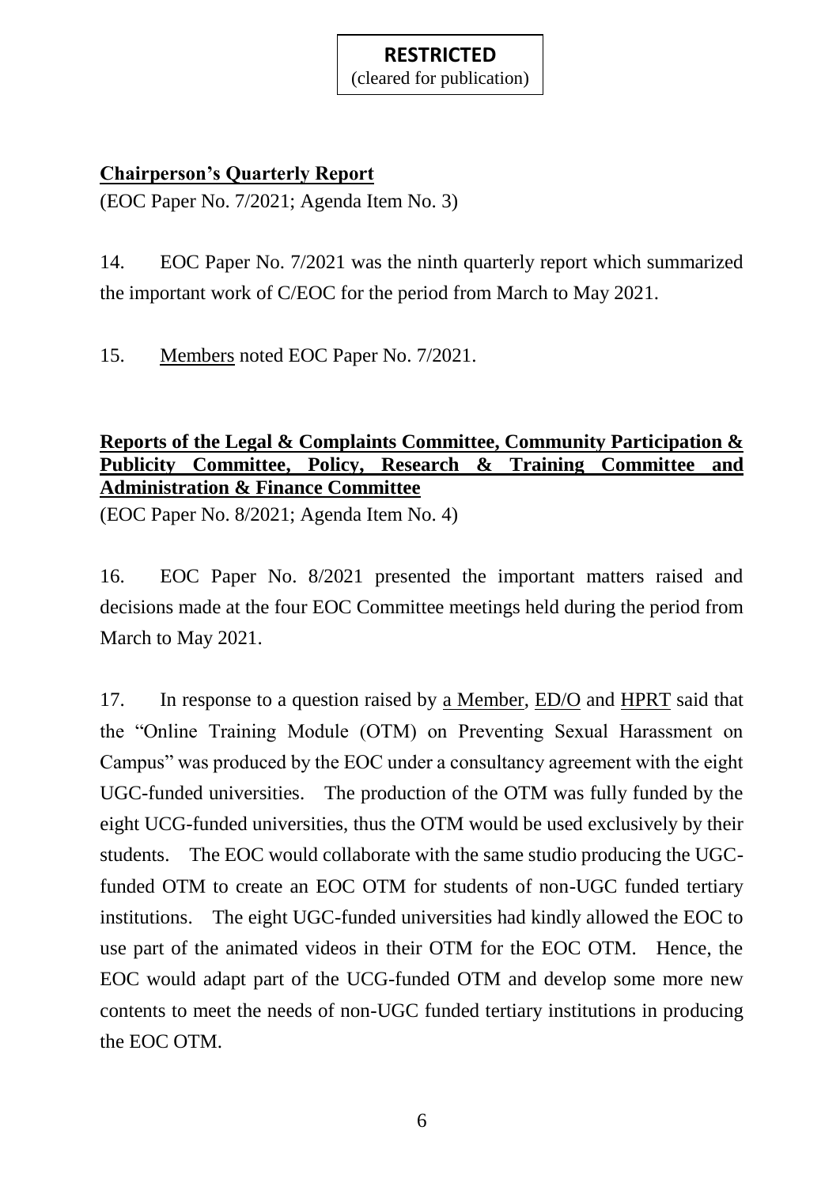**RESTRICTED**
(cleared for publication)

**Chairperson's Quarterly Report**

(EOC Paper No. 7/2021; Agenda Item No. 3)

14. EOC Paper No. 7/2021 was the ninth quarterly report which summarized the important work of C/EOC for the period from March to May 2021.

15. Members noted EOC Paper No. 7/2021.

**Reports of the Legal & Complaints Committee, Community Participation & Publicity Committee, Policy, Research & Training Committee and Administration & Finance Committee**

(EOC Paper No. 8/2021; Agenda Item No. 4)

16. EOC Paper No. 8/2021 presented the important matters raised and decisions made at the four EOC Committee meetings held during the period from March to May 2021.

17. In response to a question raised by a Member, ED/O and HPRT said that the "Online Training Module (OTM) on Preventing Sexual Harassment on Campus" was produced by the EOC under a consultancy agreement with the eight UGC-funded universities. The production of the OTM was fully funded by the eight UCG-funded universities, thus the OTM would be used exclusively by their students. The EOC would collaborate with the same studio producing the UGC-funded OTM to create an EOC OTM for students of non-UGC funded tertiary institutions. The eight UGC-funded universities had kindly allowed the EOC to use part of the animated videos in their OTM for the EOC OTM. Hence, the EOC would adapt part of the UCG-funded OTM and develop some more new contents to meet the needs of non-UGC funded tertiary institutions in producing the EOC OTM.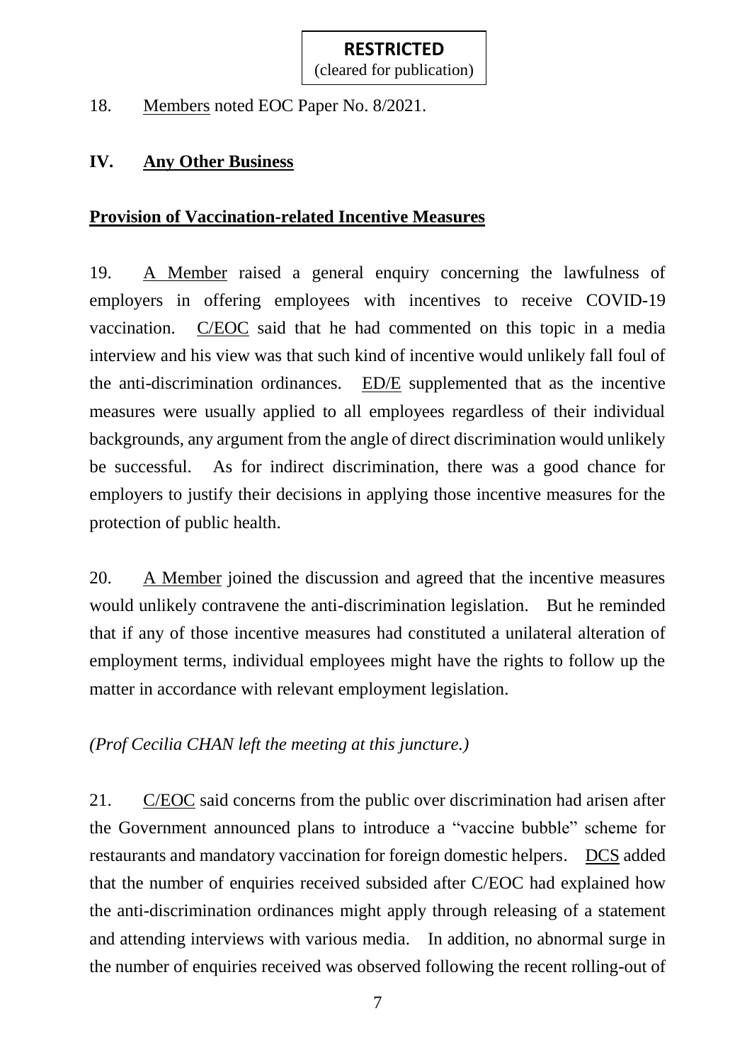**RESTRICTED**
(cleared for publication)

18. Members noted EOC Paper No. 8/2021.

## IV. Any Other Business

### Provision of Vaccination-related Incentive Measures

19. A Member raised a general enquiry concerning the lawfulness of employers in offering employees with incentives to receive COVID-19 vaccination. C/EOC said that he had commented on this topic in a media interview and his view was that such kind of incentive would unlikely fall foul of the anti-discrimination ordinances. ED/E supplemented that as the incentive measures were usually applied to all employees regardless of their individual backgrounds, any argument from the angle of direct discrimination would unlikely be successful. As for indirect discrimination, there was a good chance for employers to justify their decisions in applying those incentive measures for the protection of public health.

20. A Member joined the discussion and agreed that the incentive measures would unlikely contravene the anti-discrimination legislation. But he reminded that if any of those incentive measures had constituted a unilateral alteration of employment terms, individual employees might have the rights to follow up the matter in accordance with relevant employment legislation.

*(Prof Cecilia CHAN left the meeting at this juncture.)*

21. C/EOC said concerns from the public over discrimination had arisen after the Government announced plans to introduce a "vaccine bubble" scheme for restaurants and mandatory vaccination for foreign domestic helpers. DCS added that the number of enquiries received subsided after C/EOC had explained how the anti-discrimination ordinances might apply through releasing of a statement and attending interviews with various media. In addition, no abnormal surge in the number of enquiries received was observed following the recent rolling-out of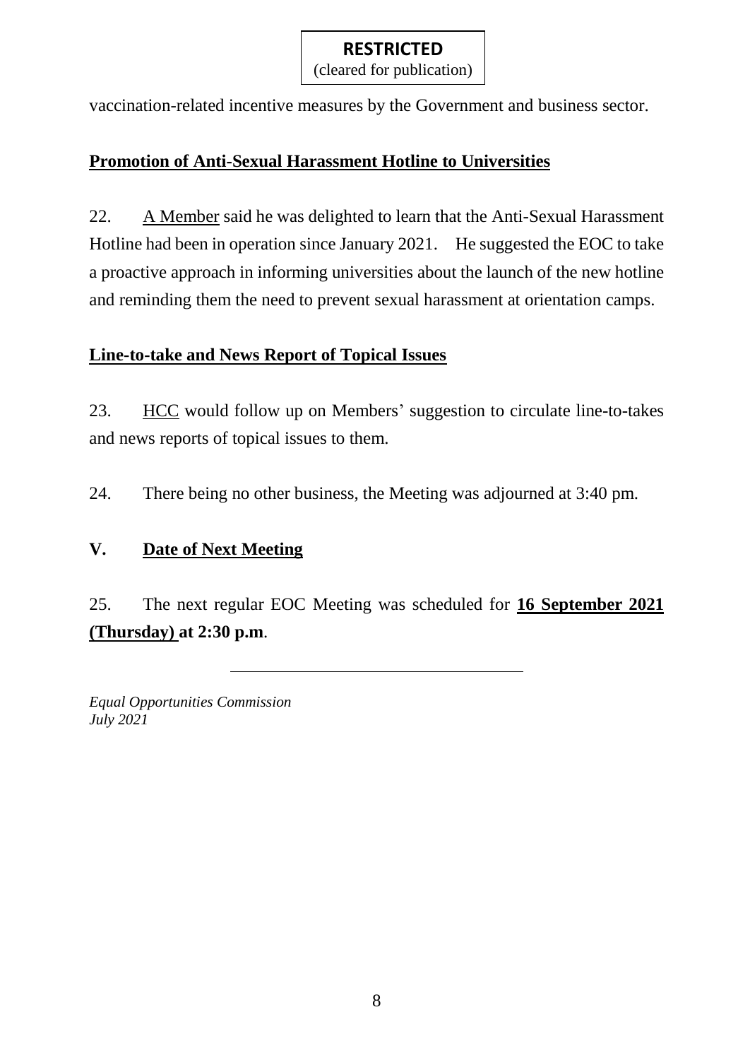**RESTRICTED**
(cleared for publication)

vaccination-related incentive measures by the Government and business sector.

**Promotion of Anti-Sexual Harassment Hotline to Universities**

22. A Member said he was delighted to learn that the Anti-Sexual Harassment Hotline had been in operation since January 2021. He suggested the EOC to take a proactive approach in informing universities about the launch of the new hotline and reminding them the need to prevent sexual harassment at orientation camps.

**Line-to-take and News Report of Topical Issues**

23. HCC would follow up on Members' suggestion to circulate line-to-takes and news reports of topical issues to them.

24. There being no other business, the Meeting was adjourned at 3:40 pm.

## V. Date of Next Meeting

25. The next regular EOC Meeting was scheduled for **16 September 2021 (Thursday) at 2:30 p.m**.

---

*Equal Opportunities Commission*
*July 2021*